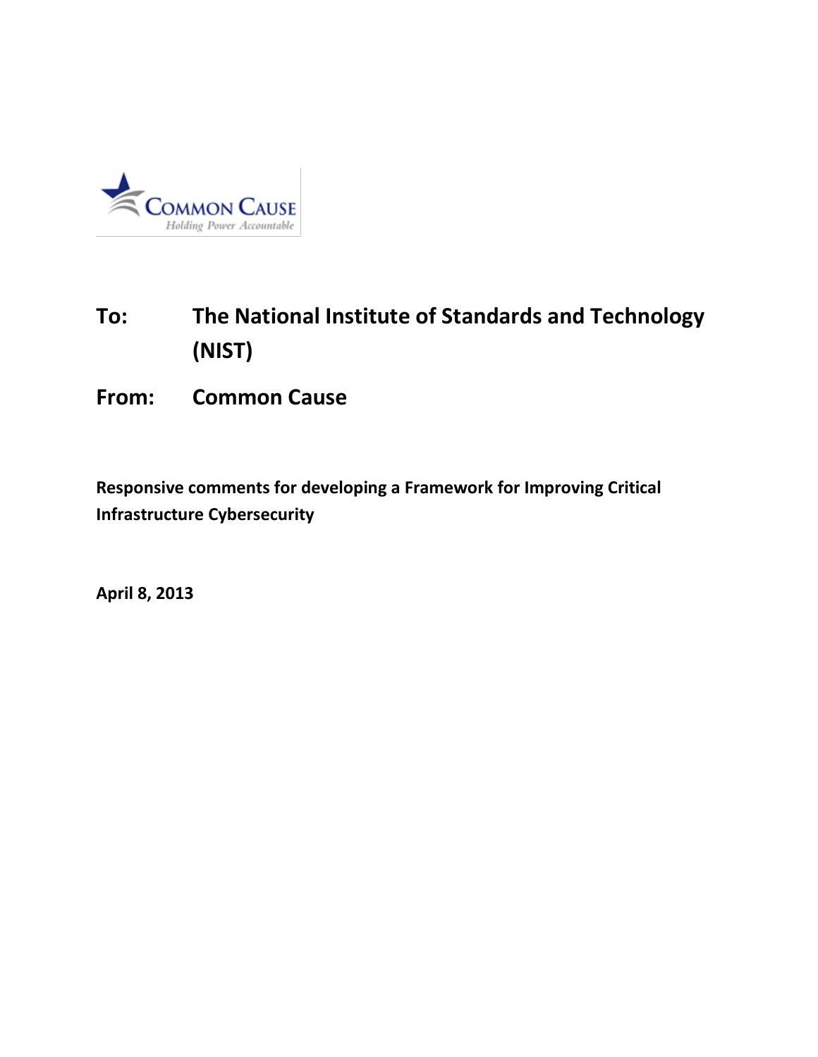COMMON CAUSE

*Holding Power Accountable*

**To:** **The National Institute of Standards and Technology (NIST)**

**From:** **Common Cause**

**Responsive comments for developing a Framework for Improving Critical Infrastructure Cybersecurity**

**April 8, 2013**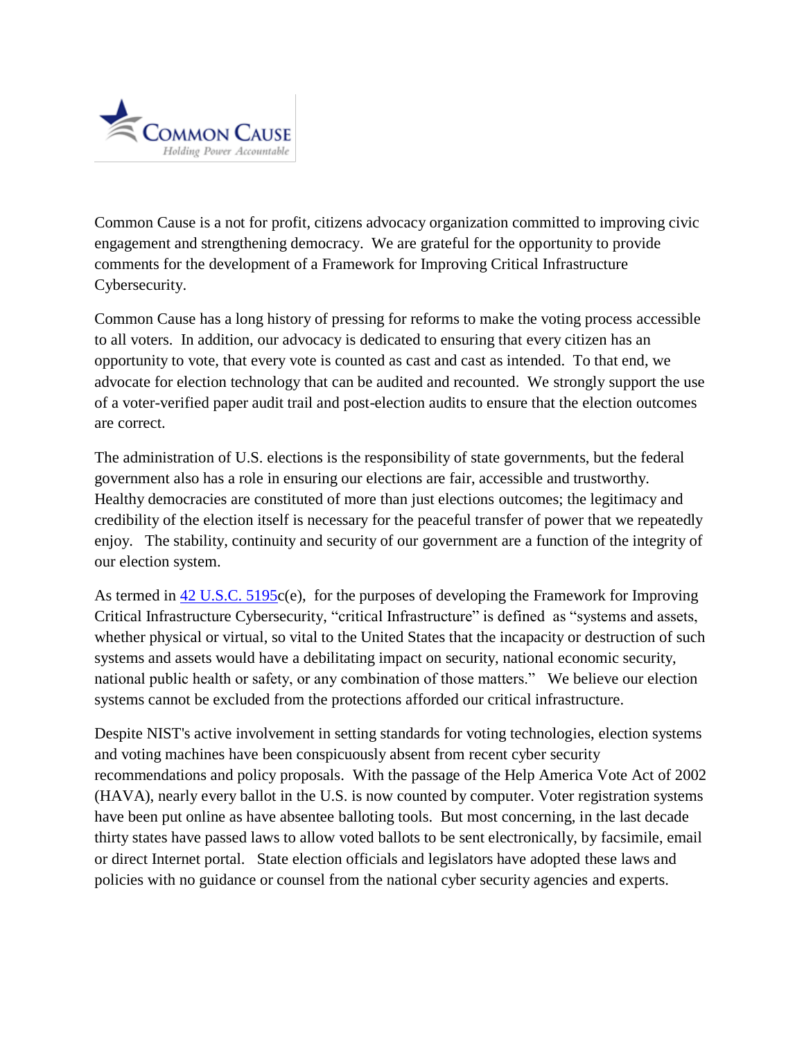Common Cause is a not for profit, citizens advocacy organization committed to improving civic engagement and strengthening democracy. We are grateful for the opportunity to provide comments for the development of a Framework for Improving Critical Infrastructure Cybersecurity.

Common Cause has a long history of pressing for reforms to make the voting process accessible to all voters. In addition, our advocacy is dedicated to ensuring that every citizen has an opportunity to vote, that every vote is counted as cast and cast as intended. To that end, we advocate for election technology that can be audited and recounted. We strongly support the use of a voter-verified paper audit trail and post-election audits to ensure that the election outcomes are correct.

The administration of U.S. elections is the responsibility of state governments, but the federal government also has a role in ensuring our elections are fair, accessible and trustworthy. Healthy democracies are constituted of more than just elections outcomes; the legitimacy and credibility of the election itself is necessary for the peaceful transfer of power that we repeatedly enjoy. The stability, continuity and security of our government are a function of the integrity of our election system.

As termed in 42 U.S.C. 5195c(e), for the purposes of developing the Framework for Improving Critical Infrastructure Cybersecurity, "critical Infrastructure" is defined as "systems and assets, whether physical or virtual, so vital to the United States that the incapacity or destruction of such systems and assets would have a debilitating impact on security, national economic security, national public health or safety, or any combination of those matters." We believe our election systems cannot be excluded from the protections afforded our critical infrastructure.

Despite NIST's active involvement in setting standards for voting technologies, election systems and voting machines have been conspicuously absent from recent cyber security recommendations and policy proposals. With the passage of the Help America Vote Act of 2002 (HAVA), nearly every ballot in the U.S. is now counted by computer. Voter registration systems have been put online as have absentee balloting tools. But most concerning, in the last decade thirty states have passed laws to allow voted ballots to be sent electronically, by facsimile, email or direct Internet portal. State election officials and legislators have adopted these laws and policies with no guidance or counsel from the national cyber security agencies and experts.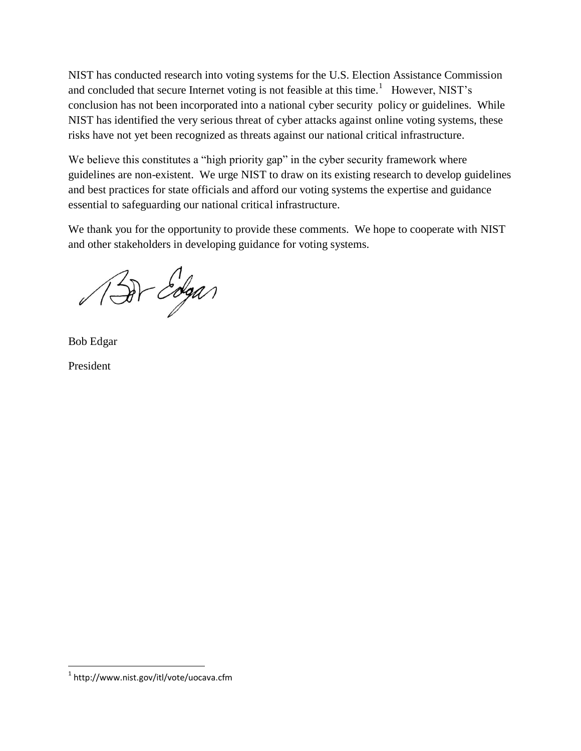NIST has conducted research into voting systems for the U.S. Election Assistance Commission and concluded that secure Internet voting is not feasible at this time.[1] However, NIST's conclusion has not been incorporated into a national cyber security policy or guidelines. While NIST has identified the very serious threat of cyber attacks against online voting systems, these risks have not yet been recognized as threats against our national critical infrastructure.

We believe this constitutes a "high priority gap" in the cyber security framework where guidelines are non-existent. We urge NIST to draw on its existing research to develop guidelines and best practices for state officials and afford our voting systems the expertise and guidance essential to safeguarding our national critical infrastructure.

We thank you for the opportunity to provide these comments. We hope to cooperate with NIST and other stakeholders in developing guidance for voting systems.

Bob Edgar

President

[1] http://www.nist.gov/itl/vote/uocava.cfm